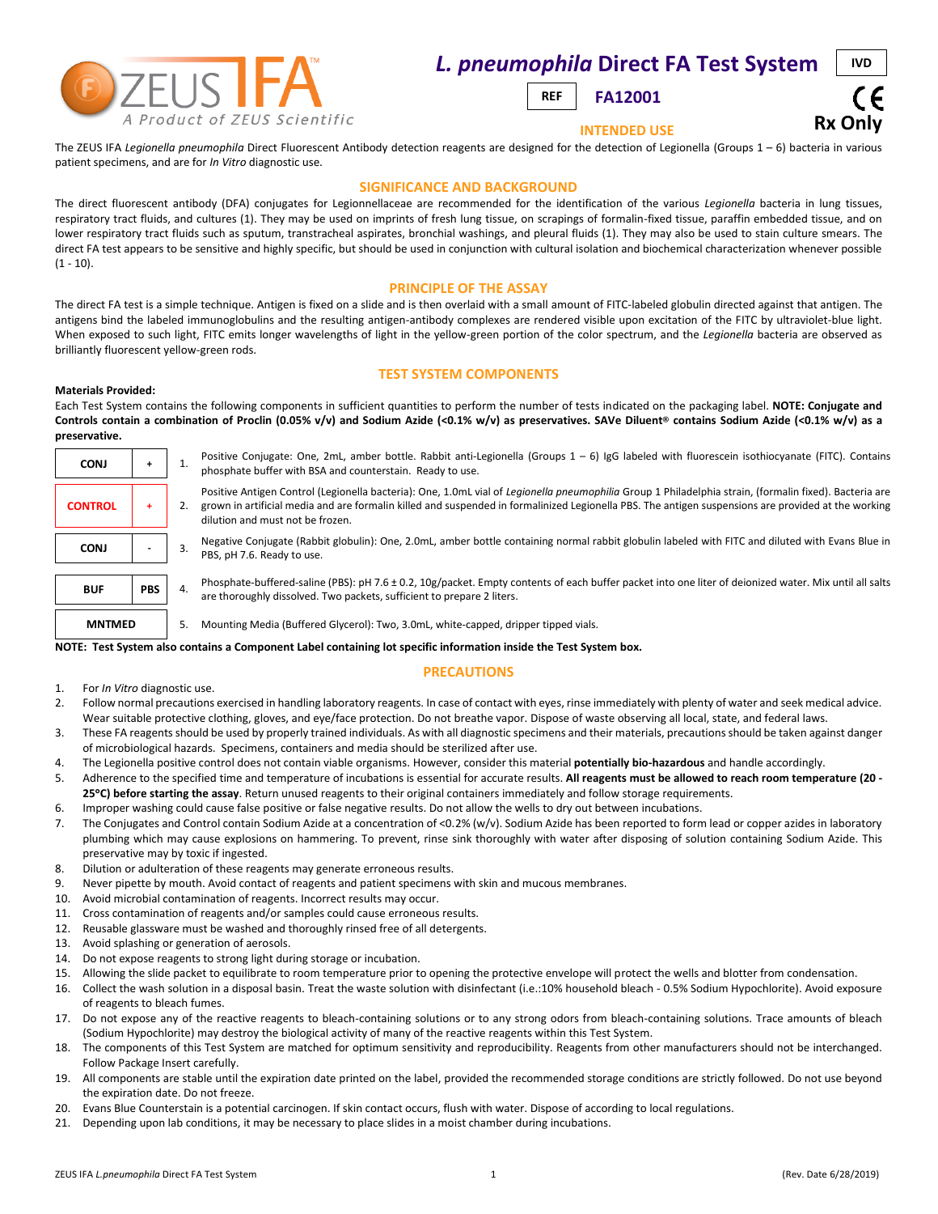ZEUS IFA™ A Product of ZEUS Scientific

# *L. pneumophila* Direct FA Test System

IVD

REF **FA12001**

Rx Only

## INTENDED USE

The ZEUS IFA *Legionella pneumophila* Direct Fluorescent Antibody detection reagents are designed for the detection of Legionella (Groups 1 – 6) bacteria in various patient specimens, and are for *In Vitro* diagnostic use.

## SIGNIFICANCE AND BACKGROUND

The direct fluorescent antibody (DFA) conjugates for Legionnellaceae are recommended for the identification of the various *Legionella* bacteria in lung tissues, respiratory tract fluids, and cultures (1). They may be used on imprints of fresh lung tissue, on scrapings of formalin-fixed tissue, paraffin embedded tissue, and on lower respiratory tract fluids such as sputum, transtracheal aspirates, bronchial washings, and pleural fluids (1). They may also be used to stain culture smears. The direct FA test appears to be sensitive and highly specific, but should be used in conjunction with cultural isolation and biochemical characterization whenever possible (1 - 10).

## PRINCIPLE OF THE ASSAY

The direct FA test is a simple technique. Antigen is fixed on a slide and is then overlaid with a small amount of FITC-labeled globulin directed against that antigen. The antigens bind the labeled immunoglobulins and the resulting antigen-antibody complexes are rendered visible upon excitation of the FITC by ultraviolet-blue light. When exposed to such light, FITC emits longer wavelengths of light in the yellow-green portion of the color spectrum, and the *Legionella* bacteria are observed as brilliantly fluorescent yellow-green rods.

## TEST SYSTEM COMPONENTS

**Materials Provided:**

Each Test System contains the following components in sufficient quantities to perform the number of tests indicated on the packaging label. **NOTE: Conjugate and Controls contain a combination of Proclin (0.05% v/v) and Sodium Azide (<0.1% w/v) as preservatives. SAVe Diluent® contains Sodium Azide (<0.1% w/v) as a preservative.**

| Label | | # | Description |
|---|---|---|---|
| CONJ | + | 1. | Positive Conjugate: One, 2mL, amber bottle. Rabbit anti-Legionella (Groups 1 – 6) IgG labeled with fluorescein isothiocyanate (FITC). Contains phosphate buffer with BSA and counterstain. Ready to use. |
| CONTROL | + | 2. | Positive Antigen Control (Legionella bacteria): One, 1.0mL vial of *Legionella pneumophilia* Group 1 Philadelphia strain, (formalin fixed). Bacteria are grown in artificial media and are formalin killed and suspended in formalinized Legionella PBS. The antigen suspensions are provided at the working dilution and must not be frozen. |
| CONJ | - | 3. | Negative Conjugate (Rabbit globulin): One, 2.0mL, amber bottle containing normal rabbit globulin labeled with FITC and diluted with Evans Blue in PBS, pH 7.6. Ready to use. |
| BUF | PBS | 4. | Phosphate-buffered-saline (PBS): pH 7.6 ± 0.2, 10g/packet. Empty contents of each buffer packet into one liter of deionized water. Mix until all salts are thoroughly dissolved. Two packets, sufficient to prepare 2 liters. |
| MNTMED | | 5. | Mounting Media (Buffered Glycerol): Two, 3.0mL, white-capped, dripper tipped vials. |

**NOTE: Test System also contains a Component Label containing lot specific information inside the Test System box.**

## PRECAUTIONS

1. For *In Vitro* diagnostic use.
2. Follow normal precautions exercised in handling laboratory reagents. In case of contact with eyes, rinse immediately with plenty of water and seek medical advice. Wear suitable protective clothing, gloves, and eye/face protection. Do not breathe vapor. Dispose of waste observing all local, state, and federal laws.
3. These FA reagents should be used by properly trained individuals. As with all diagnostic specimens and their materials, precautions should be taken against danger of microbiological hazards. Specimens, containers and media should be sterilized after use.
4. The Legionella positive control does not contain viable organisms. However, consider this material **potentially bio-hazardous** and handle accordingly.
5. Adherence to the specified time and temperature of incubations is essential for accurate results. **All reagents must be allowed to reach room temperature (20 - 25°C) before starting the assay**. Return unused reagents to their original containers immediately and follow storage requirements.
6. Improper washing could cause false positive or false negative results. Do not allow the wells to dry out between incubations.
7. The Conjugates and Control contain Sodium Azide at a concentration of <0.2% (w/v). Sodium Azide has been reported to form lead or copper azides in laboratory plumbing which may cause explosions on hammering. To prevent, rinse sink thoroughly with water after disposing of solution containing Sodium Azide. This preservative may by toxic if ingested.
8. Dilution or adulteration of these reagents may generate erroneous results.
9. Never pipette by mouth. Avoid contact of reagents and patient specimens with skin and mucous membranes.
10. Avoid microbial contamination of reagents. Incorrect results may occur.
11. Cross contamination of reagents and/or samples could cause erroneous results.
12. Reusable glassware must be washed and thoroughly rinsed free of all detergents.
13. Avoid splashing or generation of aerosols.
14. Do not expose reagents to strong light during storage or incubation.
15. Allowing the slide packet to equilibrate to room temperature prior to opening the protective envelope will protect the wells and blotter from condensation.
16. Collect the wash solution in a disposal basin. Treat the waste solution with disinfectant (i.e.:10% household bleach - 0.5% Sodium Hypochlorite). Avoid exposure of reagents to bleach fumes.
17. Do not expose any of the reactive reagents to bleach-containing solutions or to any strong odors from bleach-containing solutions. Trace amounts of bleach (Sodium Hypochlorite) may destroy the biological activity of many of the reactive reagents within this Test System.
18. The components of this Test System are matched for optimum sensitivity and reproducibility. Reagents from other manufacturers should not be interchanged. Follow Package Insert carefully.
19. All components are stable until the expiration date printed on the label, provided the recommended storage conditions are strictly followed. Do not use beyond the expiration date. Do not freeze.
20. Evans Blue Counterstain is a potential carcinogen. If skin contact occurs, flush with water. Dispose of according to local regulations.
21. Depending upon lab conditions, it may be necessary to place slides in a moist chamber during incubations.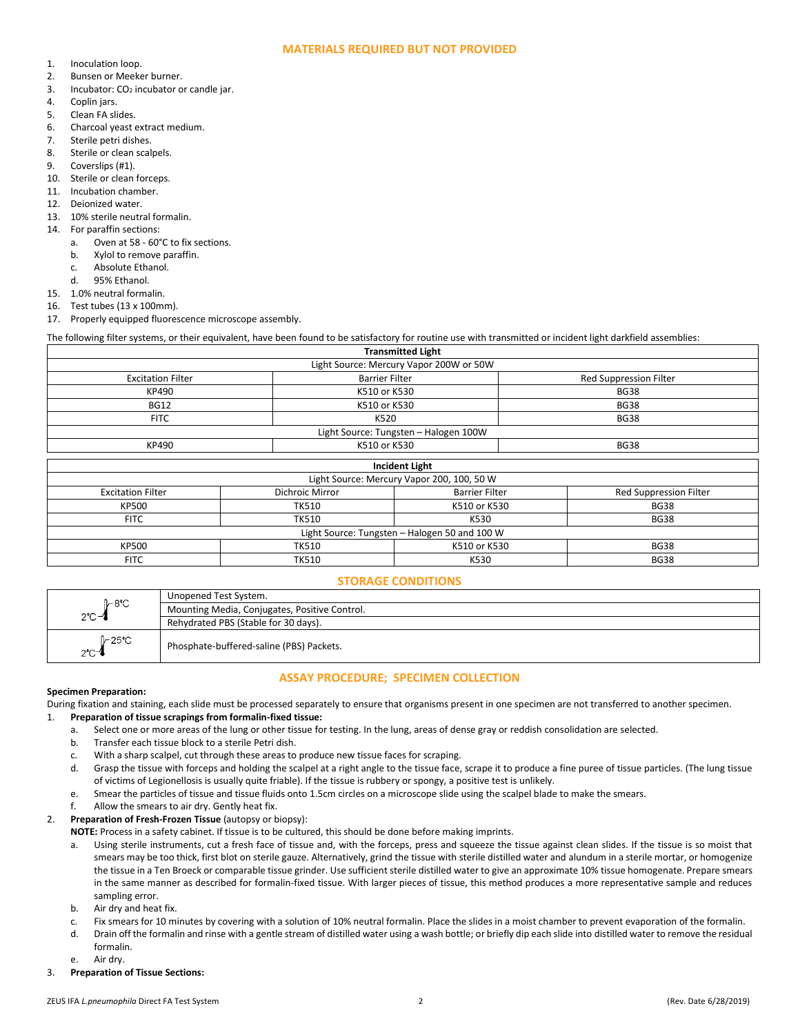## MATERIALS REQUIRED BUT NOT PROVIDED

1. Inoculation loop.
2. Bunsen or Meeker burner.
3. Incubator: $CO_2$ incubator or candle jar.
4. Coplin jars.
5. Clean FA slides.
6. Charcoal yeast extract medium.
7. Sterile petri dishes.
8. Sterile or clean scalpels.
9. Coverslips (#1).
10. Sterile or clean forceps.
11. Incubation chamber.
12. Deionized water.
13. 10% sterile neutral formalin.
14. For paraffin sections:
    a. Oven at 58 - 60°C to fix sections.
    b. Xylol to remove paraffin.
    c. Absolute Ethanol.
    d. 95% Ethanol.
15. 1.0% neutral formalin.
16. Test tubes (13 x 100mm).
17. Properly equipped fluorescence microscope assembly.

The following filter systems, or their equivalent, have been found to be satisfactory for routine use with transmitted or incident light darkfield assemblies:

| **Transmitted Light** | | |
|---|---|---|
| Light Source: Mercury Vapor 200W or 50W | | |
| Excitation Filter | Barrier Filter | Red Suppression Filter |
| KP490 | K510 or K530 | BG38 |
| BG12 | K510 or K530 | BG38 |
| FITC | K520 | BG38 |
| Light Source: Tungsten – Halogen 100W | | |
| KP490 | K510 or K530 | BG38 |

| **Incident Light** | | | |
|---|---|---|---|
| Light Source: Mercury Vapor 200, 100, 50 W | | | |
| Excitation Filter | Dichroic Mirror | Barrier Filter | Red Suppression Filter |
| KP500 | TK510 | K510 or K530 | BG38 |
| FITC | TK510 | K530 | BG38 |
| Light Source: Tungsten – Halogen 50 and 100 W | | | |
| KP500 | TK510 | K510 or K530 | BG38 |
| FITC | TK510 | K530 | BG38 |

## STORAGE CONDITIONS

| | |
|---|---|
| 2°C – 8°C | Unopened Test System. |
| | Mounting Media, Conjugates, Positive Control. |
| | Rehydrated PBS (Stable for 30 days). |
| 2°C – 25°C | Phosphate-buffered-saline (PBS) Packets. |

## ASSAY PROCEDURE; SPECIMEN COLLECTION

**Specimen Preparation:**

During fixation and staining, each slide must be processed separately to ensure that organisms present in one specimen are not transferred to another specimen.

1. **Preparation of tissue scrapings from formalin-fixed tissue:**
    a. Select one or more areas of the lung or other tissue for testing. In the lung, areas of dense gray or reddish consolidation are selected.
    b. Transfer each tissue block to a sterile Petri dish.
    c. With a sharp scalpel, cut through these areas to produce new tissue faces for scraping.
    d. Grasp the tissue with forceps and holding the scalpel at a right angle to the tissue face, scrape it to produce a fine puree of tissue particles. (The lung tissue of victims of Legionellosis is usually quite friable). If the tissue is rubbery or spongy, a positive test is unlikely.
    e. Smear the particles of tissue and tissue fluids onto 1.5cm circles on a microscope slide using the scalpel blade to make the smears.
    f. Allow the smears to air dry. Gently heat fix.
2. **Preparation of Fresh-Frozen Tissue** (autopsy or biopsy):
   **NOTE:** Process in a safety cabinet. If tissue is to be cultured, this should be done before making imprints.
    a. Using sterile instruments, cut a fresh face of tissue and, with the forceps, press and squeeze the tissue against clean slides. If the tissue is so moist that smears may be too thick, first blot on sterile gauze. Alternatively, grind the tissue with sterile distilled water and alundum in a sterile mortar, or homogenize the tissue in a Ten Broeck or comparable tissue grinder. Use sufficient sterile distilled water to give an approximate 10% tissue homogenate. Prepare smears in the same manner as described for formalin-fixed tissue. With larger pieces of tissue, this method produces a more representative sample and reduces sampling error.
    b. Air dry and heat fix.
    c. Fix smears for 10 minutes by covering with a solution of 10% neutral formalin. Place the slides in a moist chamber to prevent evaporation of the formalin.
    d. Drain off the formalin and rinse with a gentle stream of distilled water using a wash bottle; or briefly dip each slide into distilled water to remove the residual formalin.
    e. Air dry.
3. **Preparation of Tissue Sections:**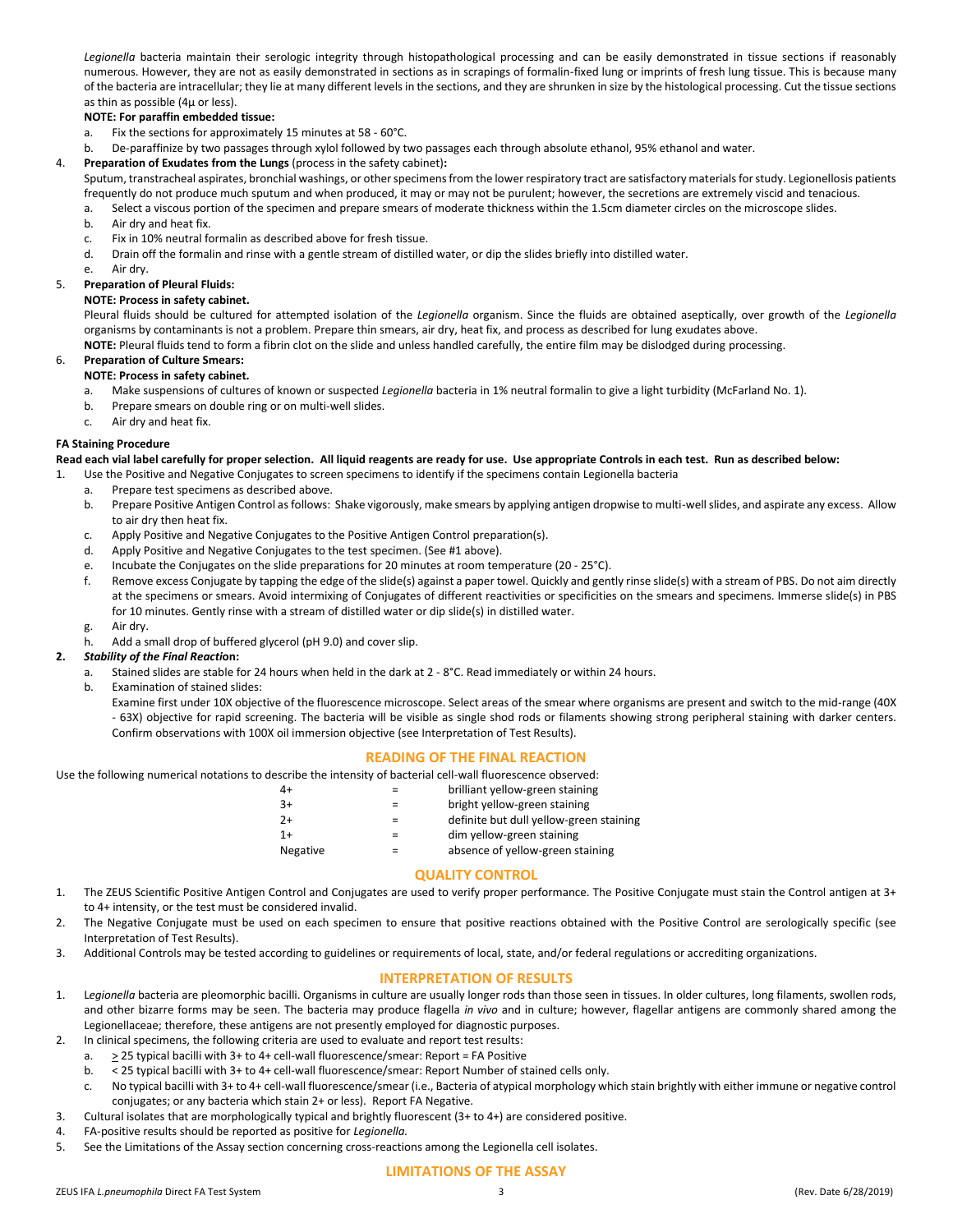*Legionella* bacteria maintain their serologic integrity through histopathological processing and can be easily demonstrated in tissue sections if reasonably numerous. However, they are not as easily demonstrated in sections as in scrapings of formalin-fixed lung or imprints of fresh lung tissue. This is because many of the bacteria are intracellular; they lie at many different levels in the sections, and they are shrunken in size by the histological processing. Cut the tissue sections as thin as possible (4µ or less).

**NOTE: For paraffin embedded tissue:**

a. Fix the sections for approximately 15 minutes at 58 - 60°C.
b. De-paraffinize by two passages through xylol followed by two passages each through absolute ethanol, 95% ethanol and water.

4. **Preparation of Exudates from the Lungs** (process in the safety cabinet)**:**
   Sputum, transtracheal aspirates, bronchial washings, or other specimens from the lower respiratory tract are satisfactory materials for study. Legionellosis patients frequently do not produce much sputum and when produced, it may or may not be purulent; however, the secretions are extremely viscid and tenacious.
   a. Select a viscous portion of the specimen and prepare smears of moderate thickness within the 1.5cm diameter circles on the microscope slides.
   b. Air dry and heat fix.
   c. Fix in 10% neutral formalin as described above for fresh tissue.
   d. Drain off the formalin and rinse with a gentle stream of distilled water, or dip the slides briefly into distilled water.
   e. Air dry.
5. **Preparation of Pleural Fluids:**
   **NOTE: Process in safety cabinet.**
   Pleural fluids should be cultured for attempted isolation of the *Legionella* organism. Since the fluids are obtained aseptically, over growth of the *Legionella* organisms by contaminants is not a problem. Prepare thin smears, air dry, heat fix, and process as described for lung exudates above.
   **NOTE:** Pleural fluids tend to form a fibrin clot on the slide and unless handled carefully, the entire film may be dislodged during processing.
6. **Preparation of Culture Smears:**
   **NOTE: Process in safety cabinet.**
   a. Make suspensions of cultures of known or suspected *Legionella* bacteria in 1% neutral formalin to give a light turbidity (McFarland No. 1).
   b. Prepare smears on double ring or on multi-well slides.
   c. Air dry and heat fix.

**FA Staining Procedure**

**Read each vial label carefully for proper selection. All liquid reagents are ready for use. Use appropriate Controls in each test. Run as described below:**

1. Use the Positive and Negative Conjugates to screen specimens to identify if the specimens contain Legionella bacteria
   a. Prepare test specimens as described above.
   b. Prepare Positive Antigen Control as follows: Shake vigorously, make smears by applying antigen dropwise to multi-well slides, and aspirate any excess. Allow to air dry then heat fix.
   c. Apply Positive and Negative Conjugates to the Positive Antigen Control preparation(s).
   d. Apply Positive and Negative Conjugates to the test specimen. (See #1 above).
   e. Incubate the Conjugates on the slide preparations for 20 minutes at room temperature (20 - 25°C).
   f. Remove excess Conjugate by tapping the edge of the slide(s) against a paper towel. Quickly and gently rinse slide(s) with a stream of PBS. Do not aim directly at the specimens or smears. Avoid intermixing of Conjugates of different reactivities or specificities on the smears and specimens. Immerse slide(s) in PBS for 10 minutes. Gently rinse with a stream of distilled water or dip slide(s) in distilled water.
   g. Air dry.
   h. Add a small drop of buffered glycerol (pH 9.0) and cover slip.
2. ***Stability of the Final Reaction*:**
   a. Stained slides are stable for 24 hours when held in the dark at 2 - 8°C. Read immediately or within 24 hours.
   b. Examination of stained slides:
      Examine first under 10X objective of the fluorescence microscope. Select areas of the smear where organisms are present and switch to the mid-range (40X - 63X) objective for rapid screening. The bacteria will be visible as single shod rods or filaments showing strong peripheral staining with darker centers. Confirm observations with 100X oil immersion objective (see Interpretation of Test Results).

## READING OF THE FINAL REACTION

Use the following numerical notations to describe the intensity of bacterial cell-wall fluorescence observed:

| | | |
|---|---|---|
| 4+ | = | brilliant yellow-green staining |
| 3+ | = | bright yellow-green staining |
| 2+ | = | definite but dull yellow-green staining |
| 1+ | = | dim yellow-green staining |
| Negative | = | absence of yellow-green staining |

## QUALITY CONTROL

1. The ZEUS Scientific Positive Antigen Control and Conjugates are used to verify proper performance. The Positive Conjugate must stain the Control antigen at 3+ to 4+ intensity, or the test must be considered invalid.
2. The Negative Conjugate must be used on each specimen to ensure that positive reactions obtained with the Positive Control are serologically specific (see Interpretation of Test Results).
3. Additional Controls may be tested according to guidelines or requirements of local, state, and/or federal regulations or accrediting organizations.

## INTERPRETATION OF RESULTS

1. L*egionella* bacteria are pleomorphic bacilli. Organisms in culture are usually longer rods than those seen in tissues. In older cultures, long filaments, swollen rods, and other bizarre forms may be seen. The bacteria may produce flagella *in vivo* and in culture; however, flagellar antigens are commonly shared among the Legionellaceae; therefore, these antigens are not presently employed for diagnostic purposes.
2. In clinical specimens, the following criteria are used to evaluate and report test results:
   a. ≥ 25 typical bacilli with 3+ to 4+ cell-wall fluorescence/smear: Report = FA Positive
   b. < 25 typical bacilli with 3+ to 4+ cell-wall fluorescence/smear: Report Number of stained cells only.
   c. No typical bacilli with 3+ to 4+ cell-wall fluorescence/smear (i.e., Bacteria of atypical morphology which stain brightly with either immune or negative control conjugates; or any bacteria which stain 2+ or less). Report FA Negative.
3. Cultural isolates that are morphologically typical and brightly fluorescent (3+ to 4+) are considered positive.
4. FA-positive results should be reported as positive for *Legionella.*
5. See the Limitations of the Assay section concerning cross-reactions among the Legionella cell isolates.

## LIMITATIONS OF THE ASSAY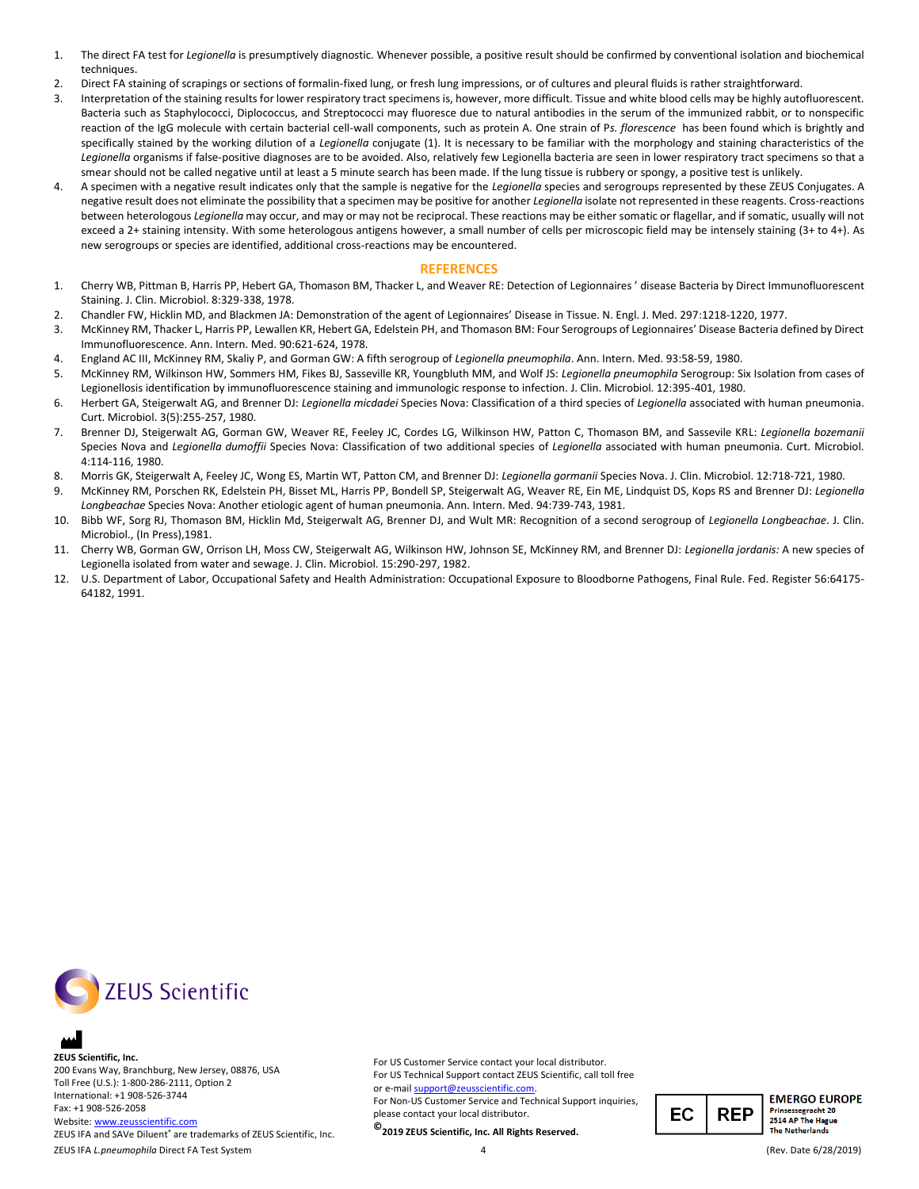1. The direct FA test for *Legionella* is presumptively diagnostic. Whenever possible, a positive result should be confirmed by conventional isolation and biochemical techniques.
2. Direct FA staining of scrapings or sections of formalin-fixed lung, or fresh lung impressions, or of cultures and pleural fluids is rather straightforward.
3. Interpretation of the staining results for lower respiratory tract specimens is, however, more difficult. Tissue and white blood cells may be highly autofluorescent. Bacteria such as Staphylococci, Diplococcus, and Streptococci may fluoresce due to natural antibodies in the serum of the immunized rabbit, or to nonspecific reaction of the IgG molecule with certain bacterial cell-wall components, such as protein A. One strain of Ps*. florescence* has been found which is brightly and specifically stained by the working dilution of a *Legionella* conjugate (1). It is necessary to be familiar with the morphology and staining characteristics of the *Legionella* organisms if false-positive diagnoses are to be avoided. Also, relatively few Legionella bacteria are seen in lower respiratory tract specimens so that a smear should not be called negative until at least a 5 minute search has been made. If the lung tissue is rubbery or spongy, a positive test is unlikely.
4. A specimen with a negative result indicates only that the sample is negative for the *Legionella* species and serogroups represented by these ZEUS Conjugates. A negative result does not eliminate the possibility that a specimen may be positive for another *Legionella* isolate not represented in these reagents. Cross-reactions between heterologous *Legionella* may occur, and may or may not be reciprocal. These reactions may be either somatic or flagellar, and if somatic, usually will not exceed a 2+ staining intensity. With some heterologous antigens however, a small number of cells per microscopic field may be intensely staining (3+ to 4+). As new serogroups or species are identified, additional cross-reactions may be encountered.

## REFERENCES

1. Cherry WB, Pittman B, Harris PP, Hebert GA, Thomason BM, Thacker L, and Weaver RE: Detection of Legionnaires' disease Bacteria by Direct Immunofluorescent Staining. J. Clin. Microbiol. 8:329-338, 1978.
2. Chandler FW, Hicklin MD, and Blackmen JA: Demonstration of the agent of Legionnaires' Disease in Tissue. N. Engl. J. Med. 297:1218-1220, 1977.
3. McKinney RM, Thacker L, Harris PP, Lewallen KR, Hebert GA, Edelstein PH, and Thomason BM: Four Serogroups of Legionnaires' Disease Bacteria defined by Direct Immunofluorescence. Ann. Intern. Med. 90:621-624, 1978.
4. England AC III, McKinney RM, Skaliy P, and Gorman GW: A fifth serogroup of *Legionella pneumophila*. Ann. Intern. Med. 93:58-59, 1980.
5. McKinney RM, Wilkinson HW, Sommers HM, Fikes BJ, Sasseville KR, Youngbluth MM, and Wolf JS: *Legionella pneumophila* Serogroup: Six Isolation from cases of Legionellosis identification by immunofluorescence staining and immunologic response to infection. J. Clin. Microbiol. 12:395-401, 1980.
6. Herbert GA, Steigerwalt AG, and Brenner DJ: *Legionella micdadei* Species Nova: Classification of a third species of *Legionella* associated with human pneumonia. Curt. Microbiol. 3(5):255-257, 1980.
7. Brenner DJ, Steigerwalt AG, Gorman GW, Weaver RE, Feeley JC, Cordes LG, Wilkinson HW, Patton C, Thomason BM, and Sassevile KRL: *Legionella bozemanii* Species Nova and *Legionella dumoffii* Species Nova: Classification of two additional species of *Legionella* associated with human pneumonia. Curt. Microbiol. 4:114-116, 1980.
8. Morris GK, Steigerwalt A, Feeley JC, Wong ES, Martin WT, Patton CM, and Brenner DJ: *Legionella gormanii* Species Nova. J. Clin. Microbiol. 12:718-721, 1980.
9. McKinney RM, Porschen RK, Edelstein PH, Bisset ML, Harris PP, Bondell SP, Steigerwalt AG, Weaver RE, Ein ME, Lindquist DS, Kops RS and Brenner DJ: *Legionella Longbeachae* Species Nova: Another etiologic agent of human pneumonia. Ann. Intern. Med. 94:739-743, 1981.
10. Bibb WF, Sorg RJ, Thomason BM, Hicklin Md, Steigerwalt AG, Brenner DJ, and Wult MR: Recognition of a second serogroup of *Legionella Longbeachae*. J. Clin. Microbiol., (In Press),1981.
11. Cherry WB, Gorman GW, Orrison LH, Moss CW, Steigerwalt AG, Wilkinson HW, Johnson SE, McKinney RM, and Brenner DJ: *Legionella jordanis:* A new species of Legionella isolated from water and sewage. J. Clin. Microbiol. 15:290-297, 1982.
12. U.S. Department of Labor, Occupational Safety and Health Administration: Occupational Exposure to Bloodborne Pathogens, Final Rule. Fed. Register 56:64175-64182, 1991.

ZEUS Scientific

**ZEUS Scientific, Inc.**
200 Evans Way, Branchburg, New Jersey, 08876, USA
Toll Free (U.S.): 1-800-286-2111, Option 2
International: +1 908-526-3744
Fax: +1 908-526-2058
Website: www.zeusscientific.com
ZEUS IFA and SAVe Diluent® are trademarks of ZEUS Scientific, Inc.

For US Customer Service contact your local distributor.
For US Technical Support contact ZEUS Scientific, call toll free or e-mail support@zeusscientific.com.
For Non-US Customer Service and Technical Support inquiries, please contact your local distributor.
**©2019 ZEUS Scientific, Inc. All Rights Reserved.**

EC REP **EMERGO EUROPE**
Prinsessegracht 20
2514 AP The Hague
The Netherlands

ZEUS IFA *L.pneumophila* Direct FA Test System (Rev. Date 6/28/2019)